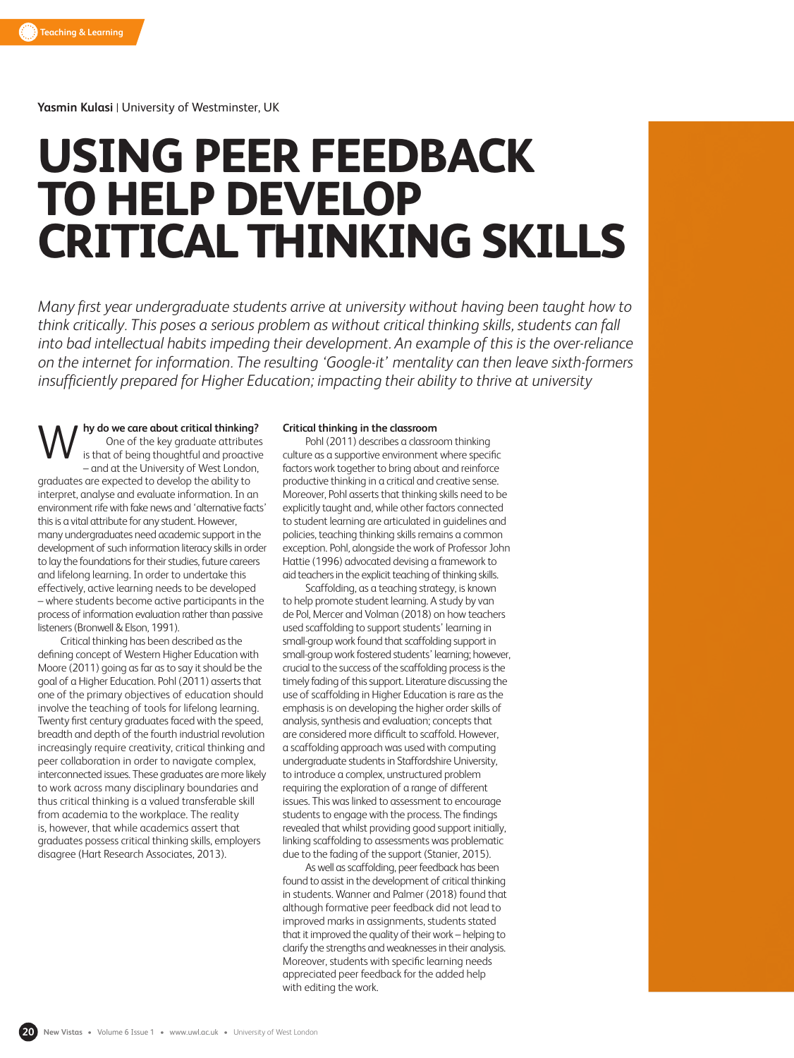**Yasmin Kulasi** | University of Westminster, UK

# USING PEER FEEDBACK TO HELP DEVELOP CRITICAL THINKING SKILLS

*Many first year undergraduate students arrive at university without having been taught how to think critically. This poses a serious problem as without critical thinking skills, students can fall into bad intellectual habits impeding their development. An example of this is the over-reliance on the internet for information. The resulting 'Google-it' mentality can then leave sixth-formers insufficiently prepared for Higher Education; impacting their ability to thrive at university*

**Why do we care about critical thinking?** One of the key graduate attributes is that of being thoughtful and proactive – and at the University of West London, graduates are expected to develop the ability to interpret, analyse and evaluate information. In an environment rife with fake news and 'alternative facts' this is a vital attribute for any student. However, many undergraduates need academic support in the development of such information literacy skills in order to lay the foundations for their studies, future careers and lifelong learning. In order to undertake this effectively, active learning needs to be developed – where students become active participants in the process of information evaluation rather than passive listeners (Bronwell & Elson, 1991).

Critical thinking has been described as the defining concept of Western Higher Education with Moore (2011) going as far as to say it should be the goal of a Higher Education. Pohl (2011) asserts that one of the primary objectives of education should involve the teaching of tools for lifelong learning. Twenty first century graduates faced with the speed, breadth and depth of the fourth industrial revolution increasingly require creativity, critical thinking and peer collaboration in order to navigate complex, interconnected issues. These graduates are more likely to work across many disciplinary boundaries and thus critical thinking is a valued transferable skill from academia to the workplace. The reality is, however, that while academics assert that graduates possess critical thinking skills, employers disagree (Hart Research Associates, 2013).

**Critical thinking in the classroom**

Pohl (2011) describes a classroom thinking culture as a supportive environment where specific factors work together to bring about and reinforce productive thinking in a critical and creative sense. Moreover, Pohl asserts that thinking skills need to be explicitly taught and, while other factors connected to student learning are articulated in guidelines and policies, teaching thinking skills remains a common exception. Pohl, alongside the work of Professor John Hattie (1996) advocated devising a framework to aid teachers in the explicit teaching of thinking skills.

Scaffolding, as a teaching strategy, is known to help promote student learning. A study by van de Pol, Mercer and Volman (2018) on how teachers used scaffolding to support students' learning in small-group work found that scaffolding support in small-group work fostered students' learning; however, crucial to the success of the scaffolding process is the timely fading of this support. Literature discussing the use of scaffolding in Higher Education is rare as the emphasis is on developing the higher order skills of analysis, synthesis and evaluation; concepts that are considered more difficult to scaffold. However, a scaffolding approach was used with computing undergraduate students in Staffordshire University, to introduce a complex, unstructured problem requiring the exploration of a range of different issues. This was linked to assessment to encourage students to engage with the process. The findings revealed that whilst providing good support initially, linking scaffolding to assessments was problematic due to the fading of the support (Stanier, 2015).

As well as scaffolding, peer feedback has been found to assist in the development of critical thinking in students. Wanner and Palmer (2018) found that although formative peer feedback did not lead to improved marks in assignments, students stated that it improved the quality of their work – helping to clarify the strengths and weaknesses in their analysis. Moreover, students with specific learning needs appreciated peer feedback for the added help with editing the work.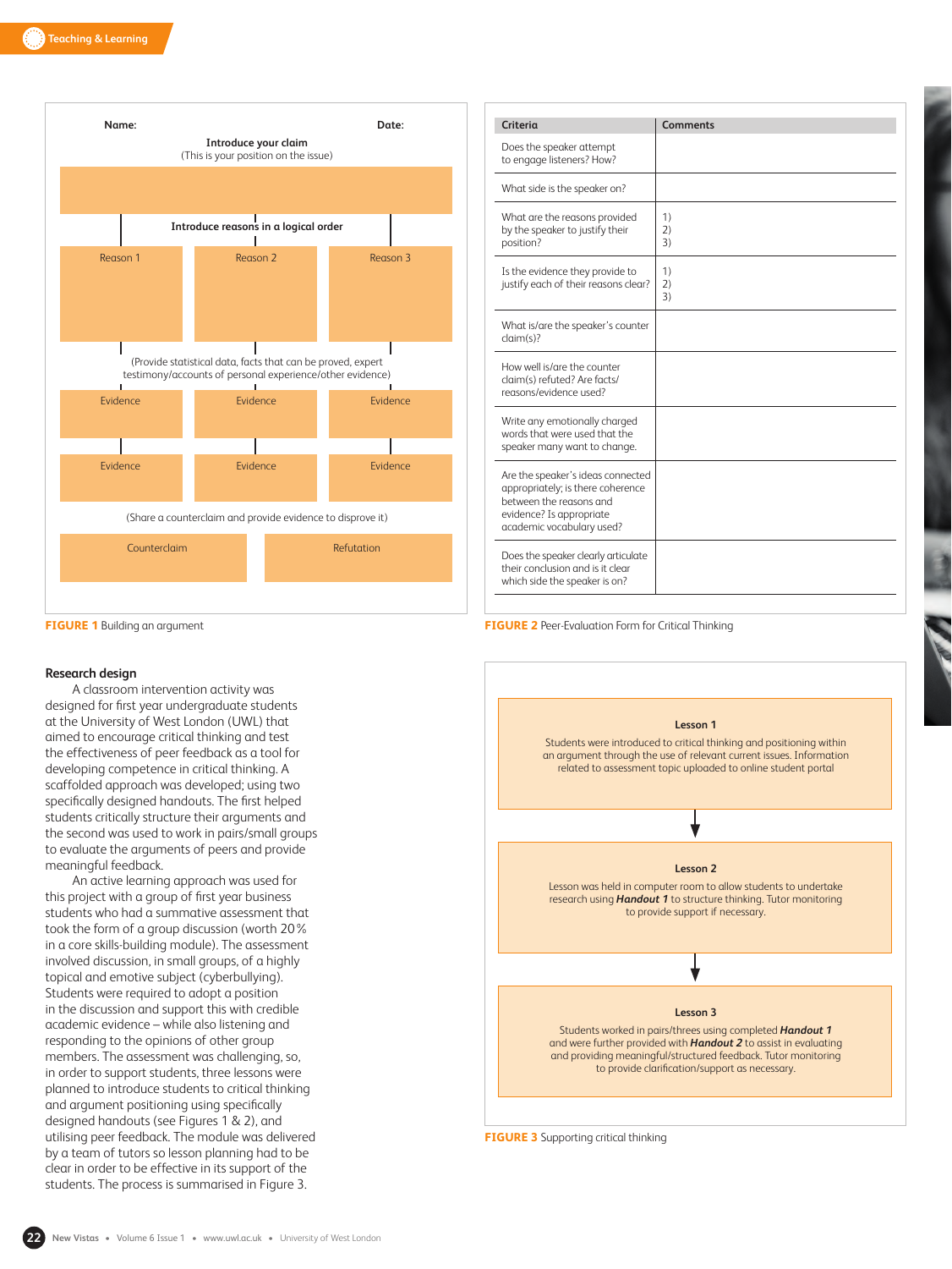Name: Date:

**Introduce your claim**
(This is your position on the issue)

**Introduce reasons in a logical order**

| Reason 1 | Reason 2 | Reason 3 |
|---|---|---|
| | | |

(Provide statistical data, facts that can be proved, expert testimony/accounts of personal experience/other evidence)

| Evidence | Evidence | Evidence |
|---|---|---|
| Evidence | Evidence | Evidence |

(Share a counterclaim and provide evidence to disprove it)

| Counterclaim | Refutation |
|---|---|
| | |

**FIGURE 1** Building an argument

| Criteria | Comments |
|---|---|
| Does the speaker attempt to engage listeners? How? | |
| What side is the speaker on? | |
| What are the reasons provided by the speaker to justify their position? | 1)<br>2)<br>3) |
| Is the evidence they provide to justify each of their reasons clear? | 1)<br>2)<br>3) |
| What is/are the speaker's counter claim(s)? | |
| How well is/are the counter claim(s) refuted? Are facts/reasons/evidence used? | |
| Write any emotionally charged words that were used that the speaker many want to change. | |
| Are the speaker's ideas connected appropriately; is there coherence between the reasons and evidence? Is appropriate academic vocabulary used? | |
| Does the speaker clearly articulate their conclusion and is it clear which side the speaker is on? | |

**FIGURE 2** Peer-Evaluation Form for Critical Thinking

## Research design

A classroom intervention activity was designed for first year undergraduate students at the University of West London (UWL) that aimed to encourage critical thinking and test the effectiveness of peer feedback as a tool for developing competence in critical thinking. A scaffolded approach was developed; using two specifically designed handouts. The first helped students critically structure their arguments and the second was used to work in pairs/small groups to evaluate the arguments of peers and provide meaningful feedback.

An active learning approach was used for this project with a group of first year business students who had a summative assessment that took the form of a group discussion (worth 20% in a core skills-building module). The assessment involved discussion, in small groups, of a highly topical and emotive subject (cyberbullying). Students were required to adopt a position in the discussion and support this with credible academic evidence – while also listening and responding to the opinions of other group members. The assessment was challenging, so, in order to support students, three lessons were planned to introduce students to critical thinking and argument positioning using specifically designed handouts (see Figures 1 & 2), and utilising peer feedback. The module was delivered by a team of tutors so lesson planning had to be clear in order to be effective in its support of the students. The process is summarised in Figure 3.

**Lesson 1**

Students were introduced to critical thinking and positioning within an argument through the use of relevant current issues. Information related to assessment topic uploaded to online student portal

↓

**Lesson 2**

Lesson was held in computer room to allow students to undertake research using ***Handout 1*** to structure thinking. Tutor monitoring to provide support if necessary.

↓

**Lesson 3**

Students worked in pairs/threes using completed ***Handout 1*** and were further provided with ***Handout 2*** to assist in evaluating and providing meaningful/structured feedback. Tutor monitoring to provide clarification/support as necessary.

**FIGURE 3** Supporting critical thinking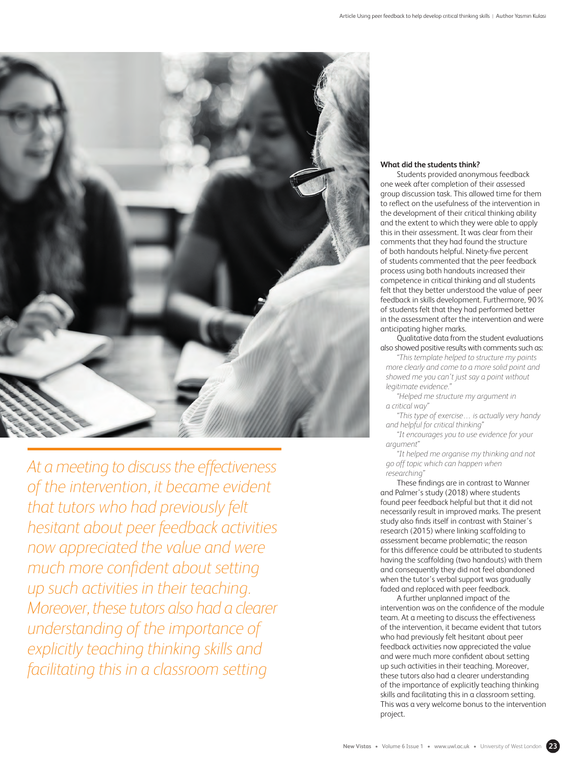> *At a meeting to discuss the effectiveness of the intervention, it became evident that tutors who had previously felt hesitant about peer feedback activities now appreciated the value and were much more confident about setting up such activities in their teaching. Moreover, these tutors also had a clearer understanding of the importance of explicitly teaching thinking skills and facilitating this in a classroom setting*

**What did the students think?**

Students provided anonymous feedback one week after completion of their assessed group discussion task. This allowed time for them to reflect on the usefulness of the intervention in the development of their critical thinking ability and the extent to which they were able to apply this in their assessment. It was clear from their comments that they had found the structure of both handouts helpful. Ninety-five percent of students commented that the peer feedback process using both handouts increased their competence in critical thinking and all students felt that they better understood the value of peer feedback in skills development. Furthermore, 90% of students felt that they had performed better in the assessment after the intervention and were anticipating higher marks.

Qualitative data from the student evaluations also showed positive results with comments such as:

*"This template helped to structure my points more clearly and come to a more solid point and showed me you can't just say a point without legitimate evidence."*

*"Helped me structure my argument in a critical way"*

*"This type of exercise… is actually very handy and helpful for critical thinking"*

*"It encourages you to use evidence for your argument"*

*"It helped me organise my thinking and not go off topic which can happen when researching"*

These findings are in contrast to Wanner and Palmer's study (2018) where students found peer feedback helpful but that it did not necessarily result in improved marks. The present study also finds itself in contrast with Stainer's research (2015) where linking scaffolding to assessment became problematic; the reason for this difference could be attributed to students having the scaffolding (two handouts) with them and consequently they did not feel abandoned when the tutor's verbal support was gradually faded and replaced with peer feedback.

A further unplanned impact of the intervention was on the confidence of the module team. At a meeting to discuss the effectiveness of the intervention, it became evident that tutors who had previously felt hesitant about peer feedback activities now appreciated the value and were much more confident about setting up such activities in their teaching. Moreover, these tutors also had a clearer understanding of the importance of explicitly teaching thinking skills and facilitating this in a classroom setting. This was a very welcome bonus to the intervention project.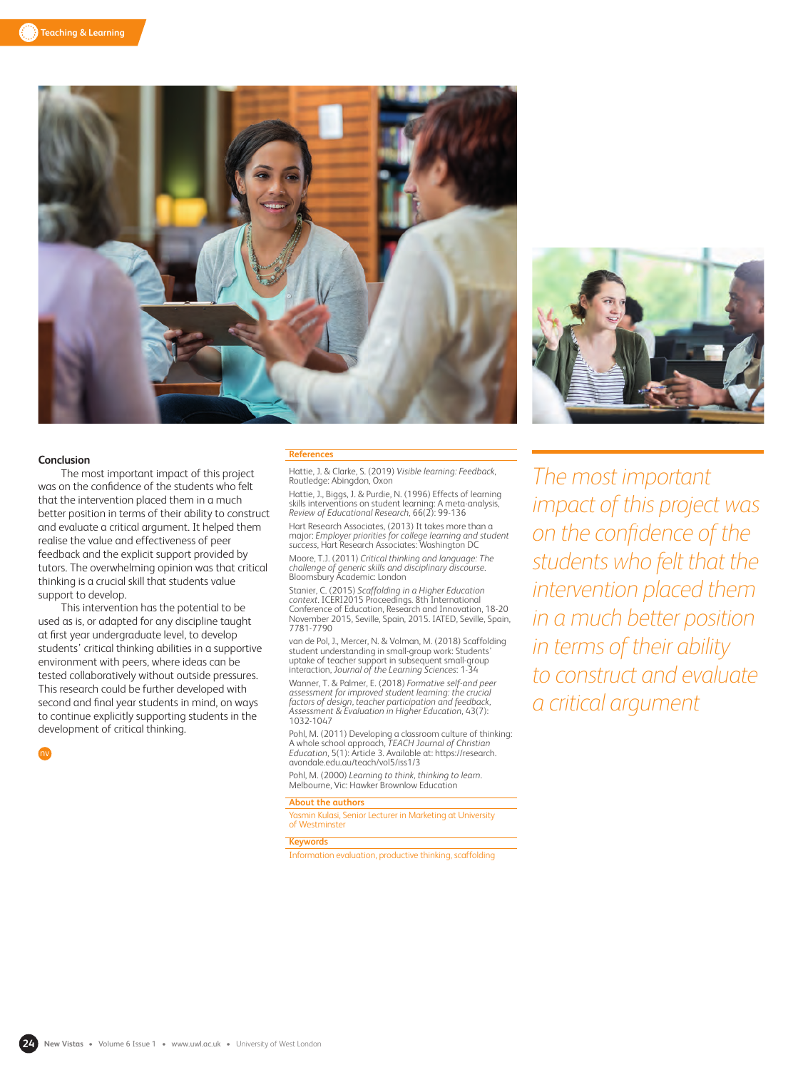## Conclusion

The most important impact of this project was on the confidence of the students who felt that the intervention placed them in a much better position in terms of their ability to construct and evaluate a critical argument. It helped them realise the value and effectiveness of peer feedback and the explicit support provided by tutors. The overwhelming opinion was that critical thinking is a crucial skill that students value support to develop.

This intervention has the potential to be used as is, or adapted for any discipline taught at first year undergraduate level, to develop students' critical thinking abilities in a supportive environment with peers, where ideas can be tested collaboratively without outside pressures. This research could be further developed with second and final year students in mind, on ways to continue explicitly supporting students in the development of critical thinking.

*The most important impact of this project was on the confidence of the students who felt that the intervention placed them in a much better position in terms of their ability to construct and evaluate a critical argument*

## References

Hattie, J. & Clarke, S. (2019) *Visible learning: Feedback*, Routledge: Abingdon, Oxon

Hattie, J., Biggs, J. & Purdie, N. (1996) Effects of learning skills interventions on student learning: A meta-analysis, *Review of Educational Research*, 66(2): 99-136

Hart Research Associates, (2013) It takes more than a major: *Employer priorities for college learning and student success*, Hart Research Associates: Washington DC

Moore, T.J. (2011) *Critical thinking and language: The challenge of generic skills and disciplinary discourse*. Bloomsbury Academic: London

Stanier, C. (2015) *Scaffolding in a Higher Education context*. ICERI2015 Proceedings. 8th International Conference of Education, Research and Innovation, 18-20 November 2015, Seville, Spain, 2015. IATED, Seville, Spain, 7781-7790

van de Pol, J., Mercer, N. & Volman, M. (2018) Scaffolding student understanding in small-group work: Students' uptake of teacher support in subsequent small-group interaction, *Journal of the Learning Sciences*: 1-34

Wanner, T. & Palmer, E. (2018) *Formative self-and peer assessment for improved student learning: the crucial factors of design, teacher participation and feedback*, *Assessment & Evaluation in Higher Education*, 43(7): 1032-1047

Pohl, M. (2011) Developing a classroom culture of thinking: A whole school approach, *TEACH Journal of Christian Education*, 5(1): Article 3. Available at: https://research.avondale.edu.au/teach/vol5/iss1/3

Pohl, M. (2000) *Learning to think, thinking to learn*. Melbourne, Vic: Hawker Brownlow Education

## About the authors

Yasmin Kulasi, Senior Lecturer in Marketing at University of Westminster

## Keywords

Information evaluation, productive thinking, scaffolding